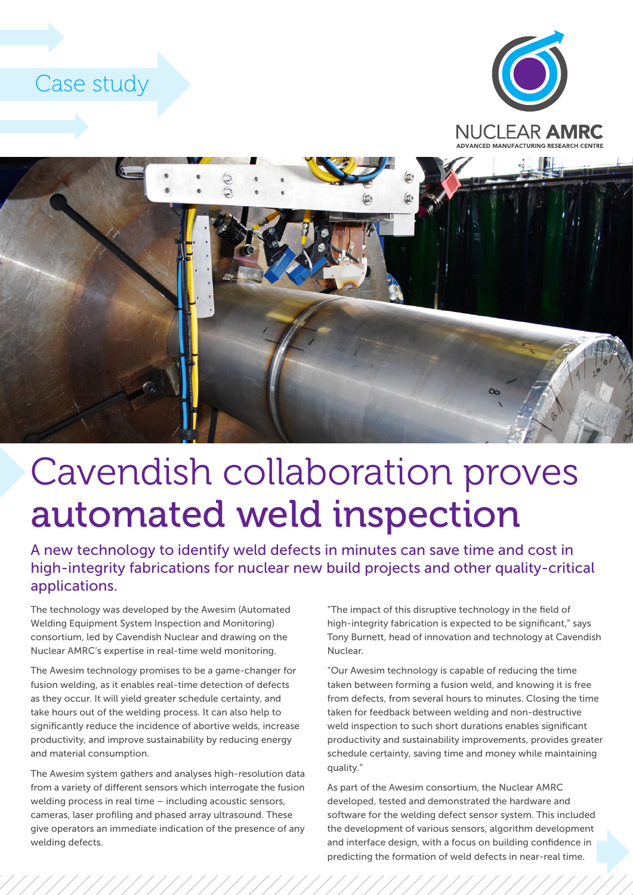Case study

NUCLEAR AMRC
ADVANCED MANUFACTURING RESEARCH CENTRE

# Cavendish collaboration proves automated weld inspection

## A new technology to identify weld defects in minutes can save time and cost in high-integrity fabrications for nuclear new build projects and other quality-critical applications.

The technology was developed by the Awesim (Automated Welding Equipment System Inspection and Monitoring) consortium, led by Cavendish Nuclear and drawing on the Nuclear AMRC's expertise in real-time weld monitoring.

The Awesim technology promises to be a game-changer for fusion welding, as it enables real-time detection of defects as they occur. It will yield greater schedule certainty, and take hours out of the welding process. It can also help to significantly reduce the incidence of abortive welds, increase productivity, and improve sustainability by reducing energy and material consumption.

The Awesim system gathers and analyses high-resolution data from a variety of different sensors which interrogate the fusion welding process in real time – including acoustic sensors, cameras, laser profiling and phased array ultrasound. These give operators an immediate indication of the presence of any welding defects.

"The impact of this disruptive technology in the field of high-integrity fabrication is expected to be significant," says Tony Burnett, head of innovation and technology at Cavendish Nuclear.

"Our Awesim technology is capable of reducing the time taken between forming a fusion weld, and knowing it is free from defects, from several hours to minutes. Closing the time taken for feedback between welding and non-destructive weld inspection to such short durations enables significant productivity and sustainability improvements, provides greater schedule certainty, saving time and money while maintaining quality."

As part of the Awesim consortium, the Nuclear AMRC developed, tested and demonstrated the hardware and software for the welding defect sensor system. This included the development of various sensors, algorithm development and interface design, with a focus on building confidence in predicting the formation of weld defects in near-real time.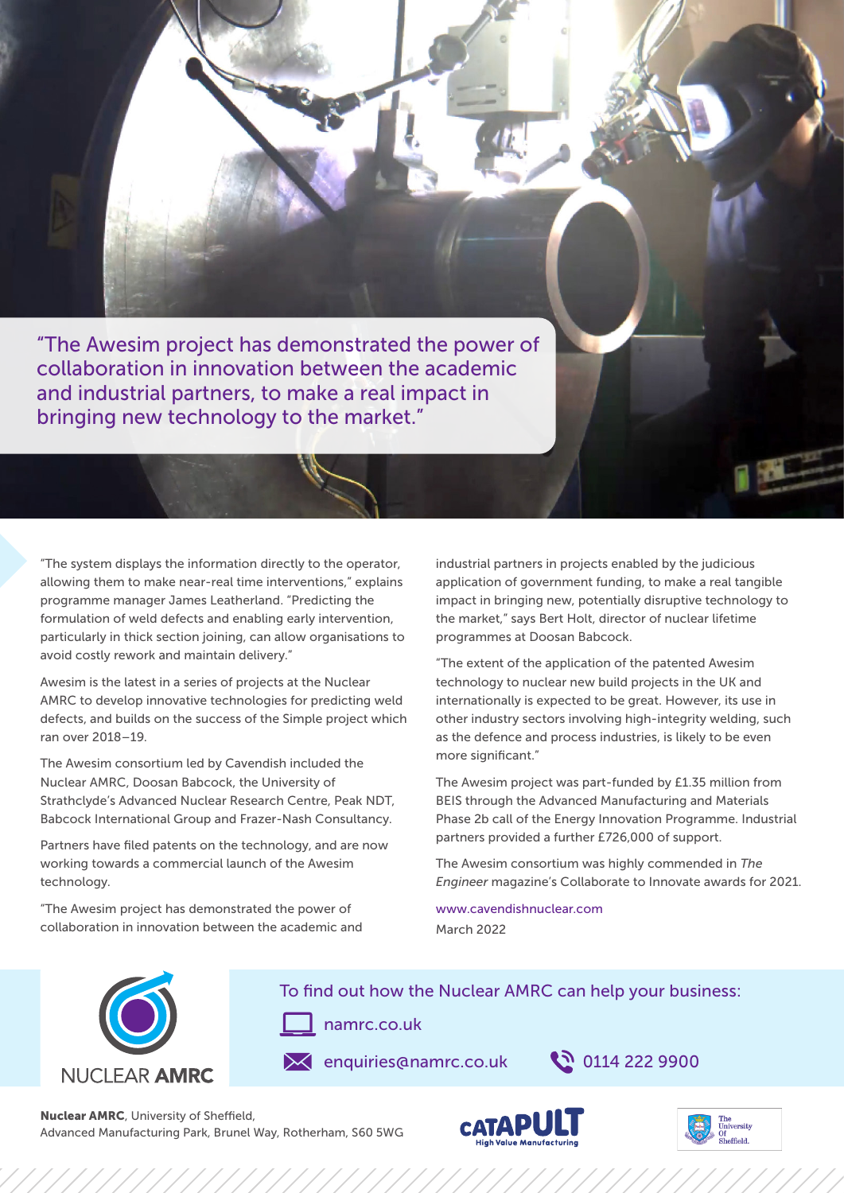> "The Awesim project has demonstrated the power of collaboration in innovation between the academic and industrial partners, to make a real impact in bringing new technology to the market."

"The system displays the information directly to the operator, allowing them to make near-real time interventions," explains programme manager James Leatherland. "Predicting the formulation of weld defects and enabling early intervention, particularly in thick section joining, can allow organisations to avoid costly rework and maintain delivery."

Awesim is the latest in a series of projects at the Nuclear AMRC to develop innovative technologies for predicting weld defects, and builds on the success of the Simple project which ran over 2018–19.

The Awesim consortium led by Cavendish included the Nuclear AMRC, Doosan Babcock, the University of Strathclyde's Advanced Nuclear Research Centre, Peak NDT, Babcock International Group and Frazer-Nash Consultancy.

Partners have filed patents on the technology, and are now working towards a commercial launch of the Awesim technology.

"The Awesim project has demonstrated the power of collaboration in innovation between the academic and industrial partners in projects enabled by the judicious application of government funding, to make a real tangible impact in bringing new, potentially disruptive technology to the market," says Bert Holt, director of nuclear lifetime programmes at Doosan Babcock.

"The extent of the application of the patented Awesim technology to nuclear new build projects in the UK and internationally is expected to be great. However, its use in other industry sectors involving high-integrity welding, such as the defence and process industries, is likely to be even more significant."

The Awesim project was part-funded by £1.35 million from BEIS through the Advanced Manufacturing and Materials Phase 2b call of the Energy Innovation Programme. Industrial partners provided a further £726,000 of support.

The Awesim consortium was highly commended in *The Engineer* magazine's Collaborate to Innovate awards for 2021.

www.cavendishnuclear.com

March 2022

NUCLEAR **AMRC**

To find out how the Nuclear AMRC can help your business:

namrc.co.uk

enquiries@namrc.co.uk

0114 222 9900

**Nuclear AMRC**, University of Sheffield,
Advanced Manufacturing Park, Brunel Way, Rotherham, S60 5WG

CATAPULT High Value Manufacturing

The University Of Sheffield.